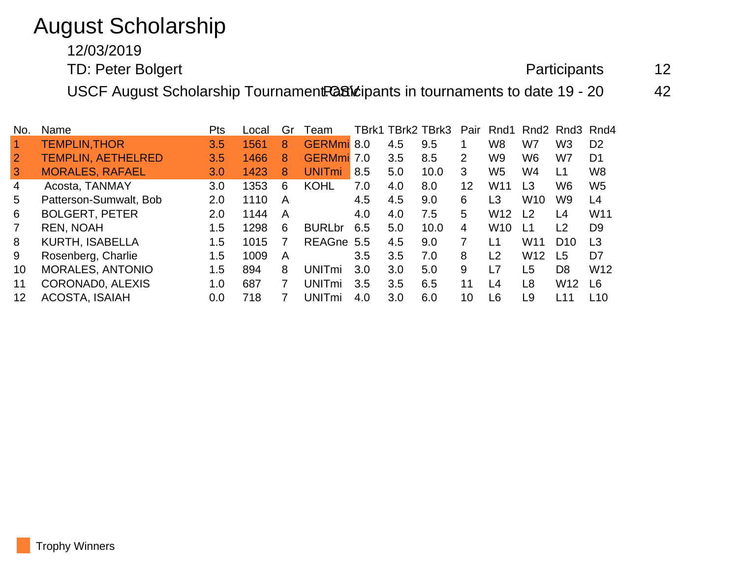# August Scholarship

12/03/2019

TD: Peter Bolgert

Participants 12

USCF August Scholarship Tournament.csv

Participants in tournaments to date 19 - 20 42

| No. | Name | Pts | Local | Gr | Team | TBrk1 | TBrk2 | TBrk3 | Pair | Rnd1 | Rnd2 | Rnd3 | Rnd4 |
|---|---|---|---|---|---|---|---|---|---|---|---|---|---|
| 1 | TEMPLIN,THOR | 3.5 | 1561 | 8 | GERMmi | 8.0 | 4.5 | 9.5 | 1 | W8 | W7 | W3 | D2 |
| 2 | TEMPLIN, AETHELRED | 3.5 | 1466 | 8 | GERMmi | 7.0 | 3.5 | 8.5 | 2 | W9 | W6 | W7 | D1 |
| 3 | MORALES, RAFAEL | 3.0 | 1423 | 8 | UNITmi | 8.5 | 5.0 | 10.0 | 3 | W5 | W4 | L1 | W8 |
| 4 | Acosta, TANMAY | 3.0 | 1353 | 6 | KOHL | 7.0 | 4.0 | 8.0 | 12 | W11 | L3 | W6 | W5 |
| 5 | Patterson-Sumwalt, Bob | 2.0 | 1110 | A | | 4.5 | 4.5 | 9.0 | 6 | L3 | W10 | W9 | L4 |
| 6 | BOLGERT, PETER | 2.0 | 1144 | A | | 4.0 | 4.0 | 7.5 | 5 | W12 | L2 | L4 | W11 |
| 7 | REN, NOAH | 1.5 | 1298 | 6 | BURLbr | 6.5 | 5.0 | 10.0 | 4 | W10 | L1 | L2 | D9 |
| 8 | KURTH, ISABELLA | 1.5 | 1015 | 7 | REAGne | 5.5 | 4.5 | 9.0 | 7 | L1 | W11 | D10 | L3 |
| 9 | Rosenberg, Charlie | 1.5 | 1009 | A | | 3.5 | 3.5 | 7.0 | 8 | L2 | W12 | L5 | D7 |
| 10 | MORALES, ANTONIO | 1.5 | 894 | 8 | UNITmi | 3.0 | 3.0 | 5.0 | 9 | L7 | L5 | D8 | W12 |
| 11 | CORONAD0, ALEXIS | 1.0 | 687 | 7 | UNITmi | 3.5 | 3.5 | 6.5 | 11 | L4 | L8 | W12 | L6 |
| 12 | ACOSTA, ISAIAH | 0.0 | 718 | 7 | UNITmi | 4.0 | 3.0 | 6.0 | 10 | L6 | L9 | L11 | L10 |

Trophy Winners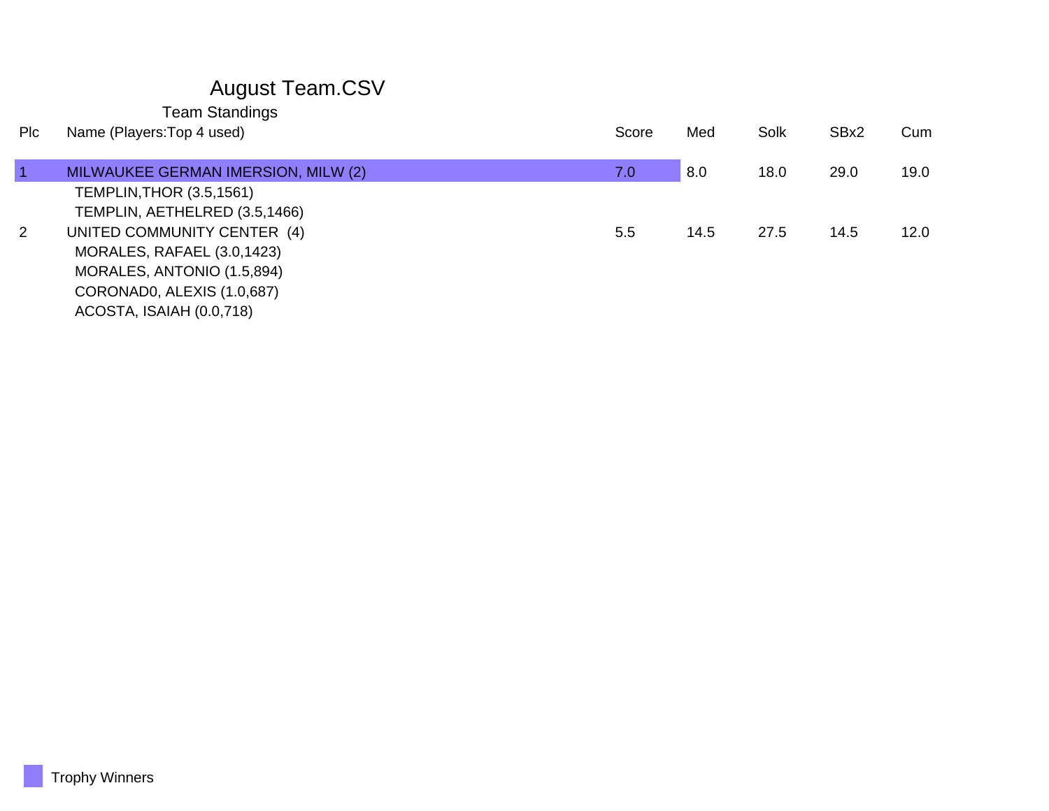# August Team.CSV

## Team Standings

| Plc | Name (Players:Top 4 used) | Score | Med | Solk | SBx2 | Cum |
|---|---|---|---|---|---|---|
| 1 | MILWAUKEE GERMAN IMERSION, MILW (2) | 7.0 | 8.0 | 18.0 | 29.0 | 19.0 |
| | TEMPLIN,THOR (3.5,1561) | | | | | |
| | TEMPLIN, AETHELRED (3.5,1466) | | | | | |
| 2 | UNITED COMMUNITY CENTER (4) | 5.5 | 14.5 | 27.5 | 14.5 | 12.0 |
| | MORALES, RAFAEL (3.0,1423) | | | | | |
| | MORALES, ANTONIO (1.5,894) | | | | | |
| | CORONAD0, ALEXIS (1.0,687) | | | | | |
| | ACOSTA, ISAIAH (0.0,718) | | | | | |

Trophy Winners